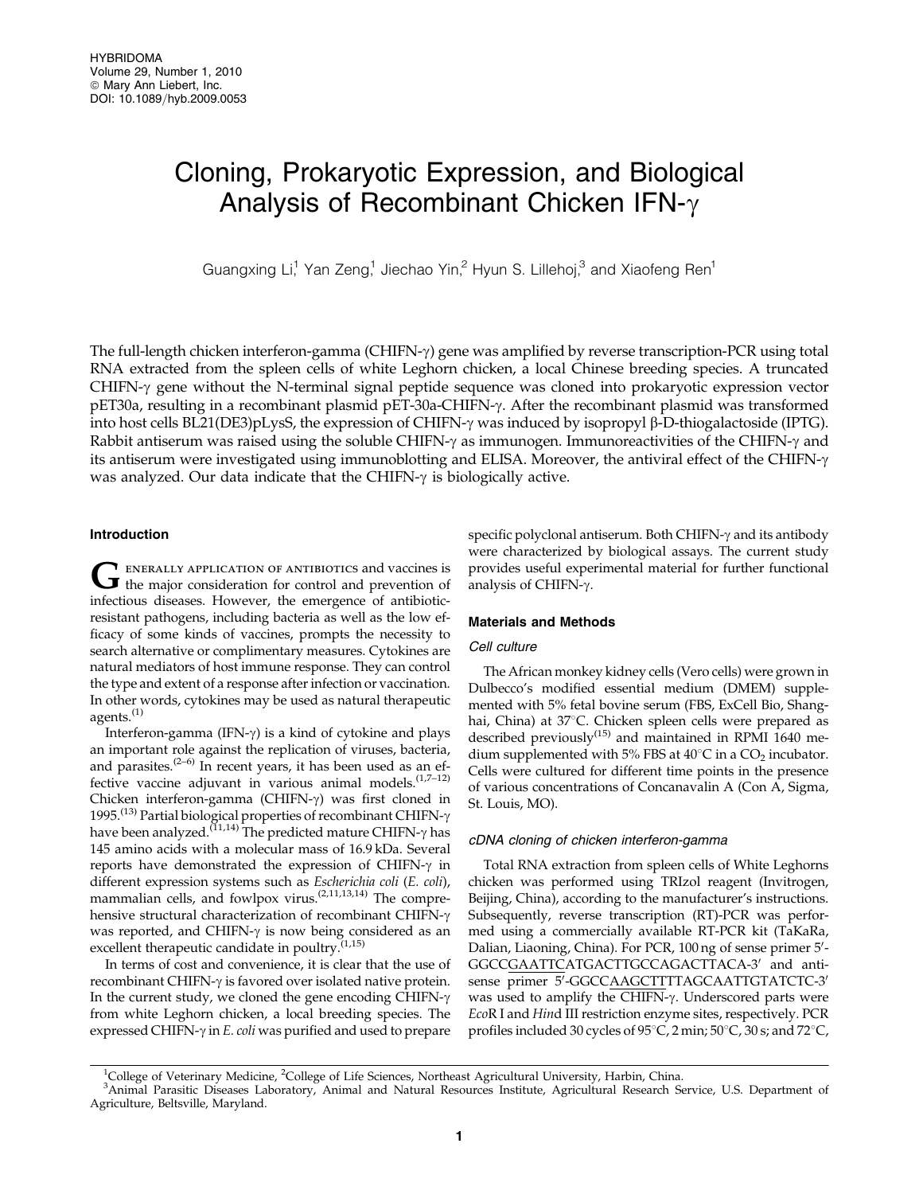HYBRIDOMA
Volume 29, Number 1, 2010
© Mary Ann Liebert, Inc.
DOI: 10.1089/hyb.2009.0053

# Cloning, Prokaryotic Expression, and Biological Analysis of Recombinant Chicken IFN-γ

Guangxing Li,[1] Yan Zeng,[1] Jiechao Yin,[2] Hyun S. Lillehoj,[3] and Xiaofeng Ren[1]

The full-length chicken interferon-gamma (CHIFN-γ) gene was amplified by reverse transcription-PCR using total RNA extracted from the spleen cells of white Leghorn chicken, a local Chinese breeding species. A truncated CHIFN-γ gene without the N-terminal signal peptide sequence was cloned into prokaryotic expression vector pET30a, resulting in a recombinant plasmid pET-30a-CHIFN-γ. After the recombinant plasmid was transformed into host cells BL21(DE3)pLysS, the expression of CHIFN-γ was induced by isopropyl β-D-thiogalactoside (IPTG). Rabbit antiserum was raised using the soluble CHIFN-γ as immunogen. Immunoreactivities of the CHIFN-γ and its antiserum were investigated using immunoblotting and ELISA. Moreover, the antiviral effect of the CHIFN-γ was analyzed. Our data indicate that the CHIFN-γ is biologically active.

## Introduction

Generally application of antibiotics and vaccines is the major consideration for control and prevention of infectious diseases. However, the emergence of antibiotic-resistant pathogens, including bacteria as well as the low efficacy of some kinds of vaccines, prompts the necessity to search alternative or complimentary measures. Cytokines are natural mediators of host immune response. They can control the type and extent of a response after infection or vaccination. In other words, cytokines may be used as natural therapeutic agents.[1]

Interferon-gamma (IFN-γ) is a kind of cytokine and plays an important role against the replication of viruses, bacteria, and parasites.[2–6] In recent years, it has been used as an effective vaccine adjuvant in various animal models.[1,7–12] Chicken interferon-gamma (CHIFN-γ) was first cloned in 1995.[13] Partial biological properties of recombinant CHIFN-γ have been analyzed.[11,14] The predicted mature CHIFN-γ has 145 amino acids with a molecular mass of 16.9 kDa. Several reports have demonstrated the expression of CHIFN-γ in different expression systems such as *Escherichia coli* (*E. coli*), mammalian cells, and fowlpox virus.[2,11,13,14] The comprehensive structural characterization of recombinant CHIFN-γ was reported, and CHIFN-γ is now being considered as an excellent therapeutic candidate in poultry.[1,15]

In terms of cost and convenience, it is clear that the use of recombinant CHIFN-γ is favored over isolated native protein. In the current study, we cloned the gene encoding CHIFN-γ from white Leghorn chicken, a local breeding species. The expressed CHIFN-γ in *E. coli* was purified and used to prepare specific polyclonal antiserum. Both CHIFN-γ and its antibody were characterized by biological assays. The current study provides useful experimental material for further functional analysis of CHIFN-γ.

## Materials and Methods

### Cell culture

The African monkey kidney cells (Vero cells) were grown in Dulbecco's modified essential medium (DMEM) supplemented with 5% fetal bovine serum (FBS, ExCell Bio, Shanghai, China) at 37°C. Chicken spleen cells were prepared as described previously[15] and maintained in RPMI 1640 medium supplemented with 5% FBS at 40°C in a $CO_2$ incubator. Cells were cultured for different time points in the presence of various concentrations of Concanavalin A (Con A, Sigma, St. Louis, MO).

### cDNA cloning of chicken interferon-gamma

Total RNA extraction from spleen cells of White Leghorns chicken was performed using TRIzol reagent (Invitrogen, Beijing, China), according to the manufacturer's instructions. Subsequently, reverse transcription (RT)-PCR was performed using a commercially available RT-PCR kit (TaKaRa, Dalian, Liaoning, China). For PCR, 100 ng of sense primer 5′-GGCC<u>GAATTC</u>ATGACTTGCCAGACTTACA-3′ and antisense primer 5′-GGCC<u>AAGCTT</u>TTAGCAATTGTATCTC-3′ was used to amplify the CHIFN-γ. Underscored parts were *Eco*R I and *Hin*d III restriction enzyme sites, respectively. PCR profiles included 30 cycles of 95°C, 2 min; 50°C, 30 s; and 72°C,

[1]College of Veterinary Medicine, [2]College of Life Sciences, Northeast Agricultural University, Harbin, China.
[3]Animal Parasitic Diseases Laboratory, Animal and Natural Resources Institute, Agricultural Research Service, U.S. Department of Agriculture, Beltsville, Maryland.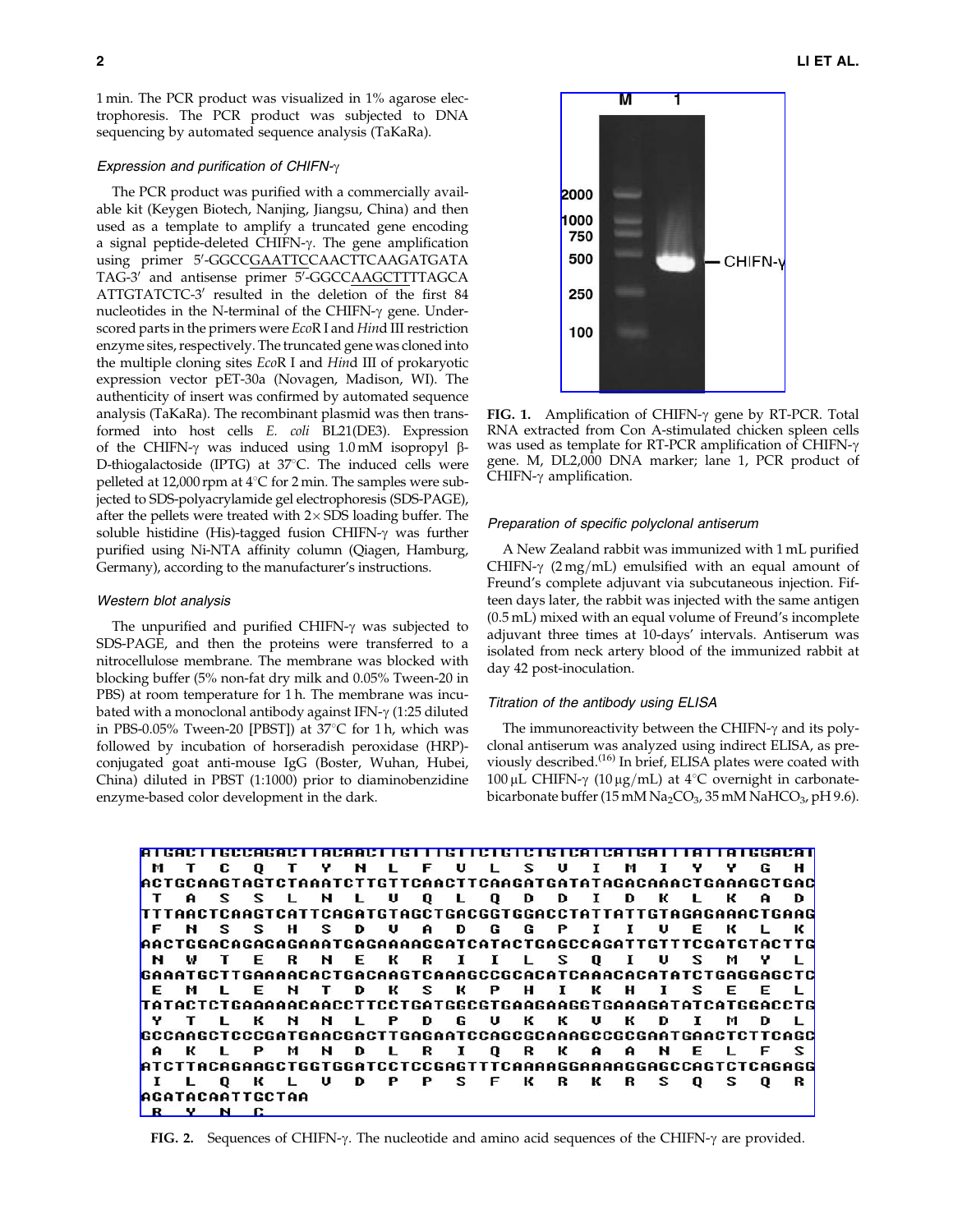1 min. The PCR product was visualized in 1% agarose electrophoresis. The PCR product was subjected to DNA sequencing by automated sequence analysis (TaKaRa).

### *Expression and purification of CHIFN-γ*

The PCR product was purified with a commercially available kit (Keygen Biotech, Nanjing, Jiangsu, China) and then used as a template to amplify a truncated gene encoding a signal peptide-deleted CHIFN-γ. The gene amplification using primer 5′-GGCCGAATTCCAACTTCAAGATGATATAG-3′ and antisense primer 5′-GGCCAAGCTTTTAGCAATTGTATCTC-3′ resulted in the deletion of the first 84 nucleotides in the N-terminal of the CHIFN-γ gene. Underscored parts in the primers were *Eco*R I and *Hin*d III restriction enzyme sites, respectively. The truncated gene was cloned into the multiple cloning sites *Eco*R I and *Hin*d III of prokaryotic expression vector pET-30a (Novagen, Madison, WI). The authenticity of insert was confirmed by automated sequence analysis (TaKaRa). The recombinant plasmid was then transformed into host cells *E. coli* BL21(DE3). Expression of the CHIFN-γ was induced using 1.0 mM isopropyl β-D-thiogalactoside (IPTG) at 37°C. The induced cells were pelleted at 12,000 rpm at 4°C for 2 min. The samples were subjected to SDS-polyacrylamide gel electrophoresis (SDS-PAGE), after the pellets were treated with 2× SDS loading buffer. The soluble histidine (His)-tagged fusion CHIFN-γ was further purified using Ni-NTA affinity column (Qiagen, Hamburg, Germany), according to the manufacturer's instructions.

### *Western blot analysis*

The unpurified and purified CHIFN-γ was subjected to SDS-PAGE, and then the proteins were transferred to a nitrocellulose membrane. The membrane was blocked with blocking buffer (5% non-fat dry milk and 0.05% Tween-20 in PBS) at room temperature for 1 h. The membrane was incubated with a monoclonal antibody against IFN-γ (1:25 diluted in PBS-0.05% Tween-20 [PBST]) at 37°C for 1 h, which was followed by incubation of horseradish peroxidase (HRP)-conjugated goat anti-mouse IgG (Boster, Wuhan, Hubei, China) diluted in PBST (1:1000) prior to diaminobenzidine enzyme-based color development in the dark.

**FIG. 1.** Amplification of CHIFN-γ gene by RT-PCR. Total RNA extracted from Con A-stimulated chicken spleen cells was used as template for RT-PCR amplification of CHIFN-γ gene. M, DL2,000 DNA marker; lane 1, PCR product of CHIFN-γ amplification.

### *Preparation of specific polyclonal antiserum*

A New Zealand rabbit was immunized with 1 mL purified CHIFN-γ (2 mg/mL) emulsified with an equal amount of Freund's complete adjuvant via subcutaneous injection. Fifteen days later, the rabbit was injected with the same antigen (0.5 mL) mixed with an equal volume of Freund's incomplete adjuvant three times at 10-days' intervals. Antiserum was isolated from neck artery blood of the immunized rabbit at day 42 post-inoculation.

### *Titration of the antibody using ELISA*

The immunoreactivity between the CHIFN-γ and its polyclonal antiserum was analyzed using indirect ELISA, as previously described.[16] In brief, ELISA plates were coated with 100 μL CHIFN-γ (10 μg/mL) at 4°C overnight in carbonate-bicarbonate buffer (15 mM $Na_2CO_3$, 35 mM $NaHCO_3$, pH 9.6).

```
ATGACTTGCCAGACTTACAACTTGTTTGTTCTGTCTGTCATCATGATTTATTATGGACAT
 M  T  C  Q  T  Y  N  L  F  V  L  S  V  I  M  I  Y  Y  G  H
ACTGCAAGTAGTCTAAATCTTGTTCAACTTCAAGATGATATAGACAAACTGAAAGCTGAC
 T  A  S  S  L  N  L  V  Q  L  Q  D  D  I  D  K  L  K  A  D
TTTAACTCAAGTCATTCAGATGTAGCTGACGGTGGACCTATTATTGTAGAGAAACTGAAG
 F  N  S  S  H  S  D  V  A  D  G  G  P  I  I  V  E  K  L  K
AACTGGACAGAGAGAAATGAGAAAAGGATCATACTGAGCCAGATTGTTTCGATGTACTTG
 N  W  T  E  R  N  E  K  R  I  I  L  S  Q  I  V  S  M  Y  L
GAAATGCTTGAAAACACTGACAAGTCAAAGCCGCACATCAAACACATATCTGAGGAGCTC
 E  M  L  E  N  T  D  K  S  K  P  H  I  K  H  I  S  E  E  L
TATACTCTGAAAAACAACCTTCCTGATGGCGTGAAGAAGGTGAAAGATATCATGGACCTG
 Y  T  L  K  N  N  L  P  D  G  V  K  K  V  K  D  I  M  D  L
GCCAAGCTCCCGATGAACGACTTGAGAATCCAGCGCAAAGCCGCGAATGAACTCTTCAGC
 A  K  L  P  M  N  D  L  R  I  Q  R  K  A  A  N  E  L  F  S
ATCTTACAGAAGCTGGTGGATCCTCCGAGTTTCAAAAGGAAAAGGAGCCAGTCTCAGAGG
 I  L  Q  K  L  V  D  P  P  S  F  K  R  K  R  S  Q  S  Q  R
AGATACAATTGCTAA
 R  Y  N  C
```

**FIG. 2.** Sequences of CHIFN-γ. The nucleotide and amino acid sequences of the CHIFN-γ are provided.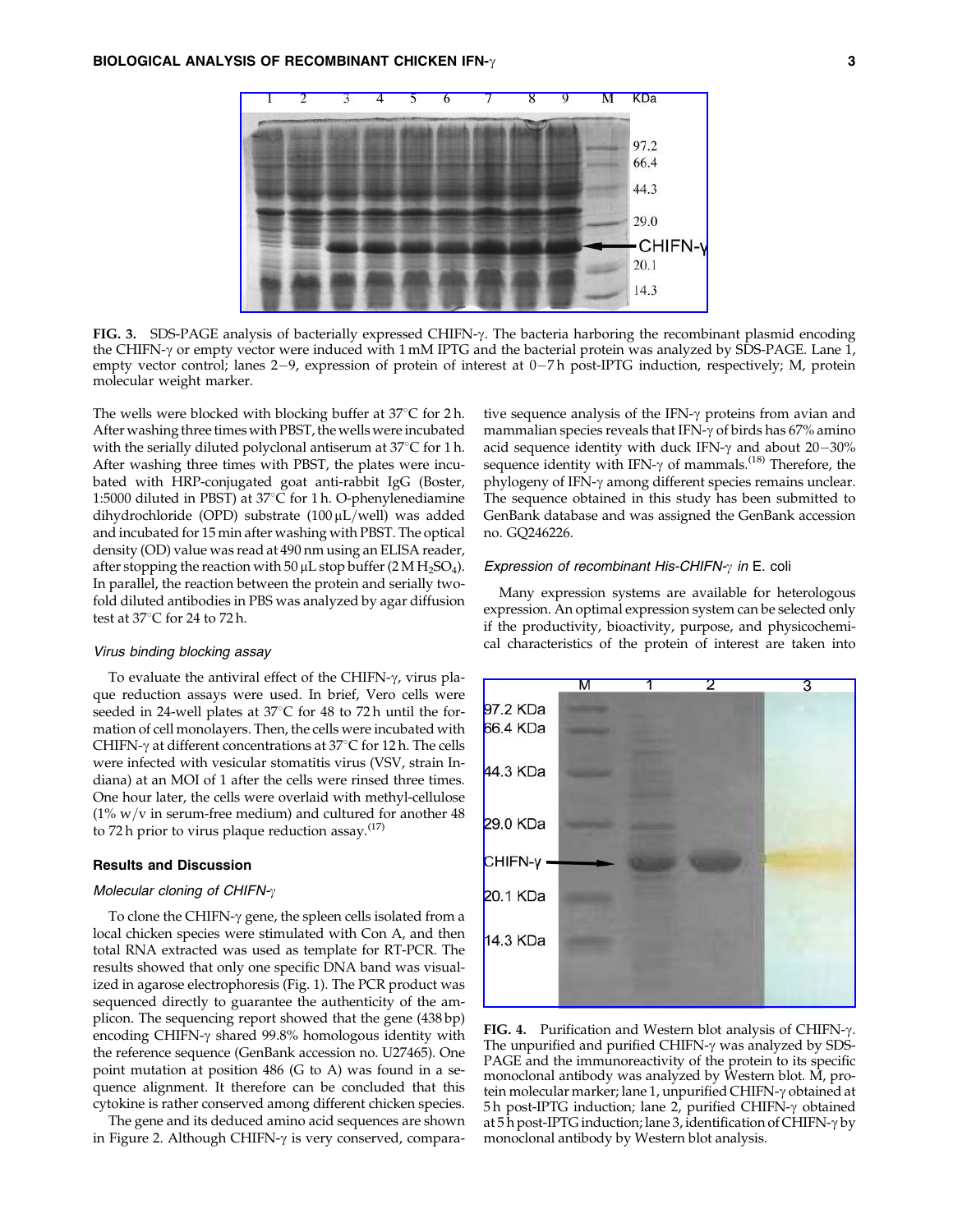**FIG. 3.** SDS-PAGE analysis of bacterially expressed CHIFN-γ. The bacteria harboring the recombinant plasmid encoding the CHIFN-γ or empty vector were induced with 1 mM IPTG and the bacterial protein was analyzed by SDS-PAGE. Lane 1, empty vector control; lanes 2–9, expression of protein of interest at 0–7 h post-IPTG induction, respectively; M, protein molecular weight marker.

The wells were blocked with blocking buffer at 37°C for 2 h. After washing three times with PBST, the wells were incubated with the serially diluted polyclonal antiserum at 37°C for 1 h. After washing three times with PBST, the plates were incubated with HRP-conjugated goat anti-rabbit IgG (Boster, 1:5000 diluted in PBST) at 37°C for 1 h. O-phenylenediamine dihydrochloride (OPD) substrate (100 μL/well) was added and incubated for 15 min after washing with PBST. The optical density (OD) value was read at 490 nm using an ELISA reader, after stopping the reaction with 50 μL stop buffer (2 M $H_2SO_4$). In parallel, the reaction between the protein and serially two-fold diluted antibodies in PBS was analyzed by agar diffusion test at 37°C for 24 to 72 h.

### *Virus binding blocking assay*

To evaluate the antiviral effect of the CHIFN-γ, virus plaque reduction assays were used. In brief, Vero cells were seeded in 24-well plates at 37°C for 48 to 72 h until the formation of cell monolayers. Then, the cells were incubated with CHIFN-γ at different concentrations at 37°C for 12 h. The cells were infected with vesicular stomatitis virus (VSV, strain Indiana) at an MOI of 1 after the cells were rinsed three times. One hour later, the cells were overlaid with methyl-cellulose (1% w/v in serum-free medium) and cultured for another 48 to 72 h prior to virus plaque reduction assay.[17]

## Results and Discussion

### *Molecular cloning of CHIFN-γ*

To clone the CHIFN-γ gene, the spleen cells isolated from a local chicken species were stimulated with Con A, and then total RNA extracted was used as template for RT-PCR. The results showed that only one specific DNA band was visualized in agarose electrophoresis (Fig. 1). The PCR product was sequenced directly to guarantee the authenticity of the amplicon. The sequencing report showed that the gene (438 bp) encoding CHIFN-γ shared 99.8% homologous identity with the reference sequence (GenBank accession no. U27465). One point mutation at position 486 (G to A) was found in a sequence alignment. It therefore can be concluded that this cytokine is rather conserved among different chicken species.

The gene and its deduced amino acid sequences are shown in Figure 2. Although CHIFN-γ is very conserved, comparative sequence analysis of the IFN-γ proteins from avian and mammalian species reveals that IFN-γ of birds has 67% amino acid sequence identity with duck IFN-γ and about 20–30% sequence identity with IFN-γ of mammals.[18] Therefore, the phylogeny of IFN-γ among different species remains unclear. The sequence obtained in this study has been submitted to GenBank database and was assigned the GenBank accession no. GQ246226.

### *Expression of recombinant His-CHIFN-γ in E. coli*

Many expression systems are available for heterologous expression. An optimal expression system can be selected only if the productivity, bioactivity, purpose, and physicochemical characteristics of the protein of interest are taken into

**FIG. 4.** Purification and Western blot analysis of CHIFN-γ. The unpurified and purified CHIFN-γ was analyzed by SDS-PAGE and the immunoreactivity of the protein to its specific monoclonal antibody was analyzed by Western blot. M, protein molecular marker; lane 1, unpurified CHIFN-γ obtained at 5 h post-IPTG induction; lane 2, purified CHIFN-γ obtained at 5 h post-IPTG induction; lane 3, identification of CHIFN-γ by monoclonal antibody by Western blot analysis.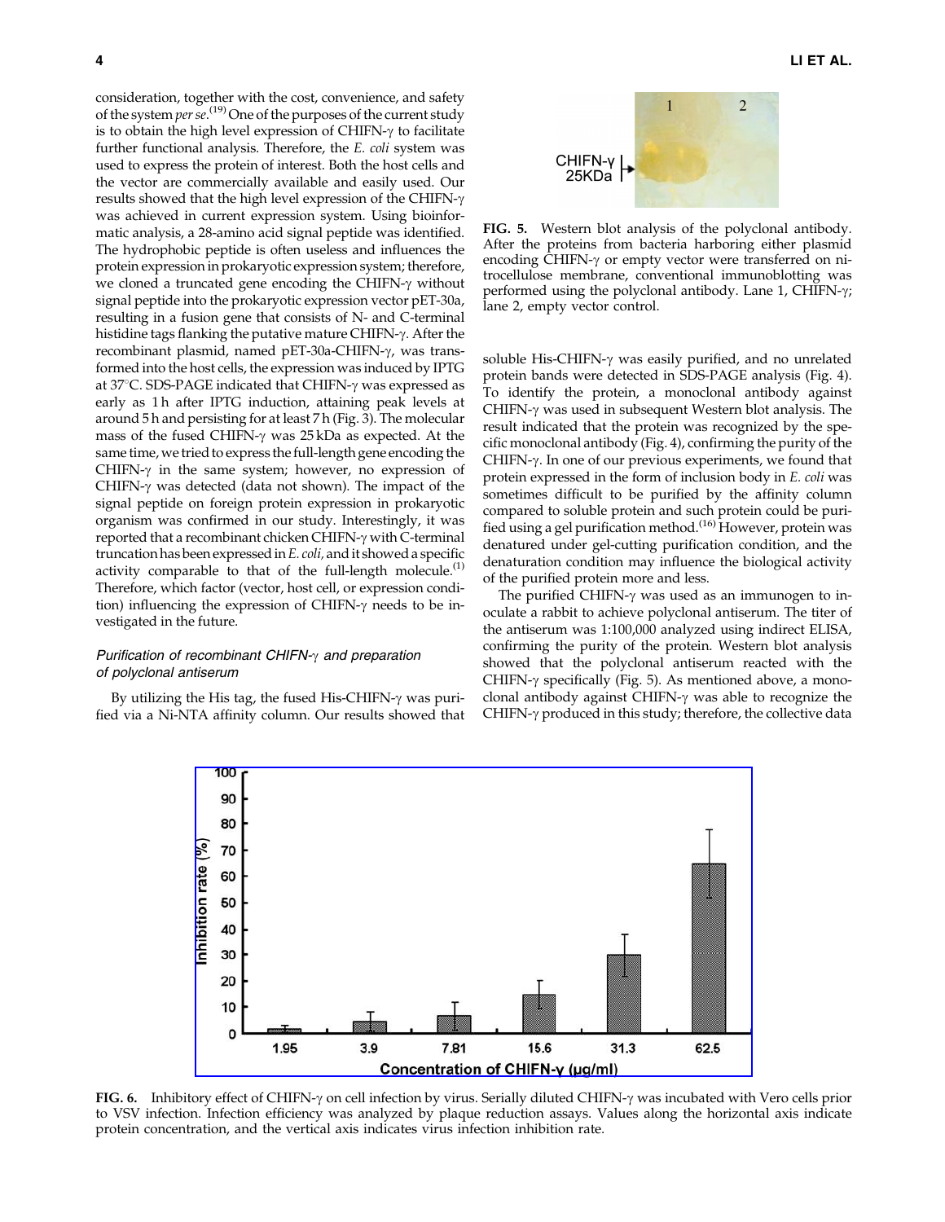consideration, together with the cost, convenience, and safety of the system *per se*.[19] One of the purposes of the current study is to obtain the high level expression of CHIFN-γ to facilitate further functional analysis. Therefore, the *E. coli* system was used to express the protein of interest. Both the host cells and the vector are commercially available and easily used. Our results showed that the high level expression of the CHIFN-γ was achieved in current expression system. Using bioinformatic analysis, a 28-amino acid signal peptide was identified. The hydrophobic peptide is often useless and influences the protein expression in prokaryotic expression system; therefore, we cloned a truncated gene encoding the CHIFN-γ without signal peptide into the prokaryotic expression vector pET-30a, resulting in a fusion gene that consists of N- and C-terminal histidine tags flanking the putative mature CHIFN-γ. After the recombinant plasmid, named pET-30a-CHIFN-γ, was transformed into the host cells, the expression was induced by IPTG at 37°C. SDS-PAGE indicated that CHIFN-γ was expressed as early as 1 h after IPTG induction, attaining peak levels at around 5 h and persisting for at least 7 h (Fig. 3). The molecular mass of the fused CHIFN-γ was 25 kDa as expected. At the same time, we tried to express the full-length gene encoding the CHIFN-γ in the same system; however, no expression of CHIFN-γ was detected (data not shown). The impact of the signal peptide on foreign protein expression in prokaryotic organism was confirmed in our study. Interestingly, it was reported that a recombinant chicken CHIFN-γ with C-terminal truncation has been expressed in *E. coli*, and it showed a specific activity comparable to that of the full-length molecule.[1] Therefore, which factor (vector, host cell, or expression condition) influencing the expression of CHIFN-γ needs to be investigated in the future.

### *Purification of recombinant CHIFN-γ and preparation of polyclonal antiserum*

By utilizing the His tag, the fused His-CHIFN-γ was purified via a Ni-NTA affinity column. Our results showed that soluble His-CHIFN-γ was easily purified, and no unrelated protein bands were detected in SDS-PAGE analysis (Fig. 4). To identify the protein, a monoclonal antibody against CHIFN-γ was used in subsequent Western blot analysis. The result indicated that the protein was recognized by the specific monoclonal antibody (Fig. 4), confirming the purity of the CHIFN-γ. In one of our previous experiments, we found that protein expressed in the form of inclusion body in *E. coli* was sometimes difficult to be purified by the affinity column compared to soluble protein and such protein could be purified using a gel purification method.[16] However, protein was denatured under gel-cutting purification condition, and the denaturation condition may influence the biological activity of the purified protein more and less.

The purified CHIFN-γ was used as an immunogen to inoculate a rabbit to achieve polyclonal antiserum. The titer of the antiserum was 1:100,000 analyzed using indirect ELISA, confirming the purity of the protein. Western blot analysis showed that the polyclonal antiserum reacted with the CHIFN-γ specifically (Fig. 5). As mentioned above, a monoclonal antibody against CHIFN-γ was able to recognize the CHIFN-γ produced in this study; therefore, the collective data

**FIG. 5.** Western blot analysis of the polyclonal antibody. After the proteins from bacteria harboring either plasmid encoding CHIFN-γ or empty vector were transferred on nitrocellulose membrane, conventional immunoblotting was performed using the polyclonal antibody. Lane 1, CHIFN-γ; lane 2, empty vector control.

**FIG. 6.** Inhibitory effect of CHIFN-γ on cell infection by virus. Serially diluted CHIFN-γ was incubated with Vero cells prior to VSV infection. Infection efficiency was analyzed by plaque reduction assays. Values along the horizontal axis indicate protein concentration, and the vertical axis indicates virus infection inhibition rate.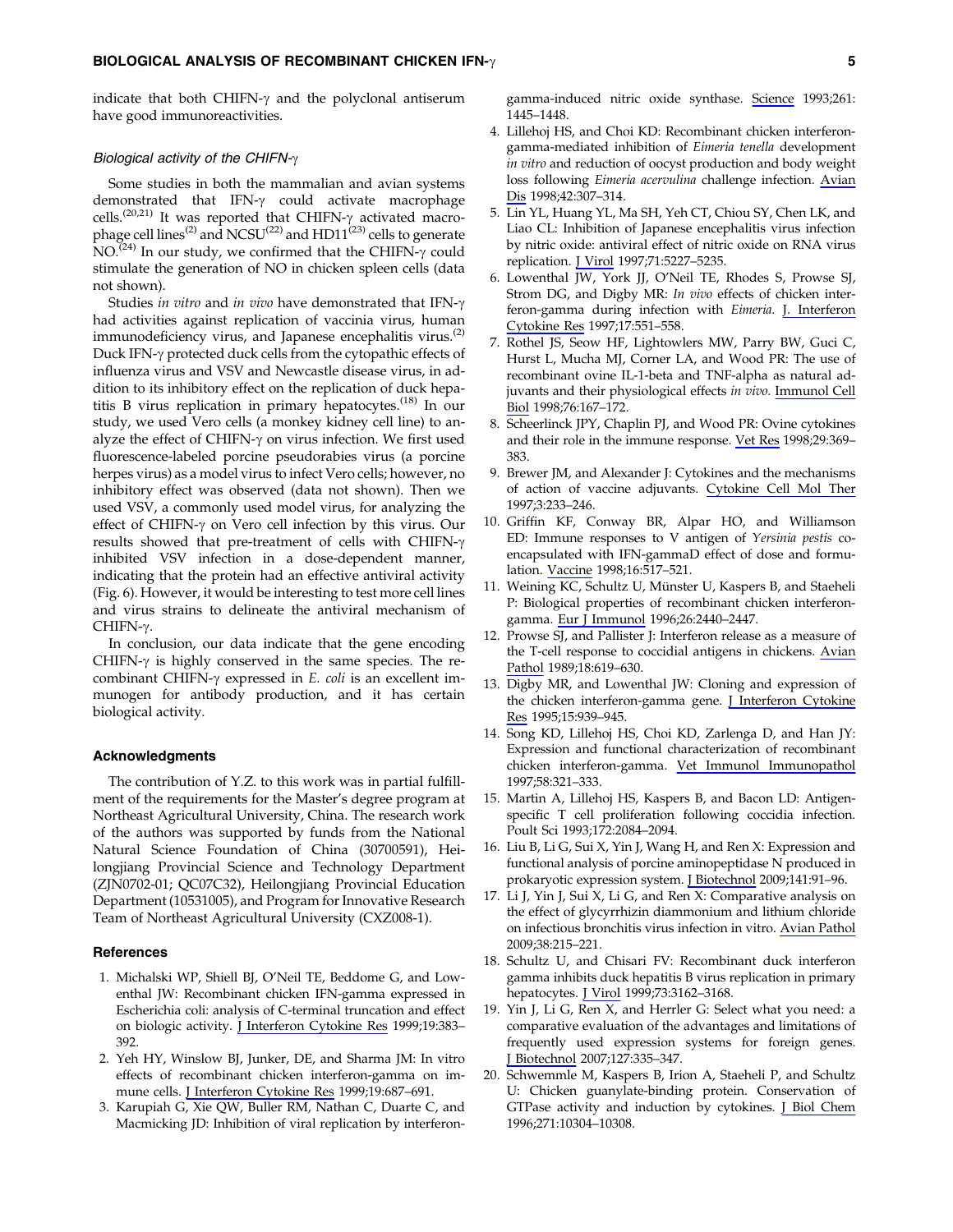indicate that both CHIFN-γ and the polyclonal antiserum have good immunoreactivities.

### *Biological activity of the CHIFN-γ*

Some studies in both the mammalian and avian systems demonstrated that IFN-γ could activate macrophage cells.[20,21] It was reported that CHIFN-γ activated macrophage cell lines[2] and NCSU[22] and HD11[23] cells to generate NO.[24] In our study, we confirmed that the CHIFN-γ could stimulate the generation of NO in chicken spleen cells (data not shown).

Studies *in vitro* and *in vivo* have demonstrated that IFN-γ had activities against replication of vaccinia virus, human immunodeficiency virus, and Japanese encephalitis virus.[2] Duck IFN-γ protected duck cells from the cytopathic effects of influenza virus and VSV and Newcastle disease virus, in addition to its inhibitory effect on the replication of duck hepatitis B virus replication in primary hepatocytes.[18] In our study, we used Vero cells (a monkey kidney cell line) to analyze the effect of CHIFN-γ on virus infection. We first used fluorescence-labeled porcine pseudorabies virus (a porcine herpes virus) as a model virus to infect Vero cells; however, no inhibitory effect was observed (data not shown). Then we used VSV, a commonly used model virus, for analyzing the effect of CHIFN-γ on Vero cell infection by this virus. Our results showed that pre-treatment of cells with CHIFN-γ inhibited VSV infection in a dose-dependent manner, indicating that the protein had an effective antiviral activity (Fig. 6). However, it would be interesting to test more cell lines and virus strains to delineate the antiviral mechanism of CHIFN-γ.

In conclusion, our data indicate that the gene encoding CHIFN-γ is highly conserved in the same species. The recombinant CHIFN-γ expressed in *E. coli* is an excellent immunogen for antibody production, and it has certain biological activity.

## Acknowledgments

The contribution of Y.Z. to this work was in partial fulfillment of the requirements for the Master's degree program at Northeast Agricultural University, China. The research work of the authors was supported by funds from the National Natural Science Foundation of China (30700591), Heilongjiang Provincial Science and Technology Department (ZJN0702-01; QC07C32), Heilongjiang Provincial Education Department (10531005), and Program for Innovative Research Team of Northeast Agricultural University (CXZ008-1).

## References

1. Michalski WP, Shiell BJ, O'Neil TE, Beddome G, and Lowenthal JW: Recombinant chicken IFN-gamma expressed in Escherichia coli: analysis of C-terminal truncation and effect on biologic activity. J Interferon Cytokine Res 1999;19:383–392.
2. Yeh HY, Winslow BJ, Junker, DE, and Sharma JM: In vitro effects of recombinant chicken interferon-gamma on immune cells. J Interferon Cytokine Res 1999;19:687–691.
3. Karupiah G, Xie QW, Buller RM, Nathan C, Duarte C, and Macmicking JD: Inhibition of viral replication by interferon-gamma-induced nitric oxide synthase. Science 1993;261: 1445–1448.
4. Lillehoj HS, and Choi KD: Recombinant chicken interferon-gamma-mediated inhibition of *Eimeria tenella* development *in vitro* and reduction of oocyst production and body weight loss following *Eimeria acervulina* challenge infection. Avian Dis 1998;42:307–314.
5. Lin YL, Huang YL, Ma SH, Yeh CT, Chiou SY, Chen LK, and Liao CL: Inhibition of Japanese encephalitis virus infection by nitric oxide: antiviral effect of nitric oxide on RNA virus replication. J Virol 1997;71:5227–5235.
6. Lowenthal JW, York JJ, O'Neil TE, Rhodes S, Prowse SJ, Strom DG, and Digby MR: *In vivo* effects of chicken interferon-gamma during infection with *Eimeria.* J. Interferon Cytokine Res 1997;17:551–558.
7. Rothel JS, Seow HF, Lightowlers MW, Parry BW, Guci C, Hurst L, Mucha MJ, Corner LA, and Wood PR: The use of recombinant ovine IL-1-beta and TNF-alpha as natural adjuvants and their physiological effects *in vivo.* Immunol Cell Biol 1998;76:167–172.
8. Scheerlinck JPY, Chaplin PJ, and Wood PR: Ovine cytokines and their role in the immune response. Vet Res 1998;29:369–383.
9. Brewer JM, and Alexander J: Cytokines and the mechanisms of action of vaccine adjuvants. Cytokine Cell Mol Ther 1997;3:233–246.
10. Griffin KF, Conway BR, Alpar HO, and Williamson ED: Immune responses to V antigen of *Yersinia pestis* co-encapsulated with IFN-gammaD effect of dose and formulation. Vaccine 1998;16:517–521.
11. Weining KC, Schultz U, Münster U, Kaspers B, and Staeheli P: Biological properties of recombinant chicken interferon-gamma. Eur J Immunol 1996;26:2440–2447.
12. Prowse SJ, and Pallister J: Interferon release as a measure of the T-cell response to coccidial antigens in chickens. Avian Pathol 1989;18:619–630.
13. Digby MR, and Lowenthal JW: Cloning and expression of the chicken interferon-gamma gene. J Interferon Cytokine Res 1995;15:939–945.
14. Song KD, Lillehoj HS, Choi KD, Zarlenga D, and Han JY: Expression and functional characterization of recombinant chicken interferon-gamma. Vet Immunol Immunopathol 1997;58:321–333.
15. Martin A, Lillehoj HS, Kaspers B, and Bacon LD: Antigen-specific T cell proliferation following coccidia infection. Poult Sci 1993;172:2084–2094.
16. Liu B, Li G, Sui X, Yin J, Wang H, and Ren X: Expression and functional analysis of porcine aminopeptidase N produced in prokaryotic expression system. J Biotechnol 2009;141:91–96.
17. Li J, Yin J, Sui X, Li G, and Ren X: Comparative analysis on the effect of glycyrrhizin diammonium and lithium chloride on infectious bronchitis virus infection in vitro. Avian Pathol 2009;38:215–221.
18. Schultz U, and Chisari FV: Recombinant duck interferon gamma inhibits duck hepatitis B virus replication in primary hepatocytes. J Virol 1999;73:3162–3168.
19. Yin J, Li G, Ren X, and Herrler G: Select what you need: a comparative evaluation of the advantages and limitations of frequently used expression systems for foreign genes. J Biotechnol 2007;127:335–347.
20. Schwemmle M, Kaspers B, Irion A, Staeheli P, and Schultz U: Chicken guanylate-binding protein. Conservation of GTPase activity and induction by cytokines. J Biol Chem 1996;271:10304–10308.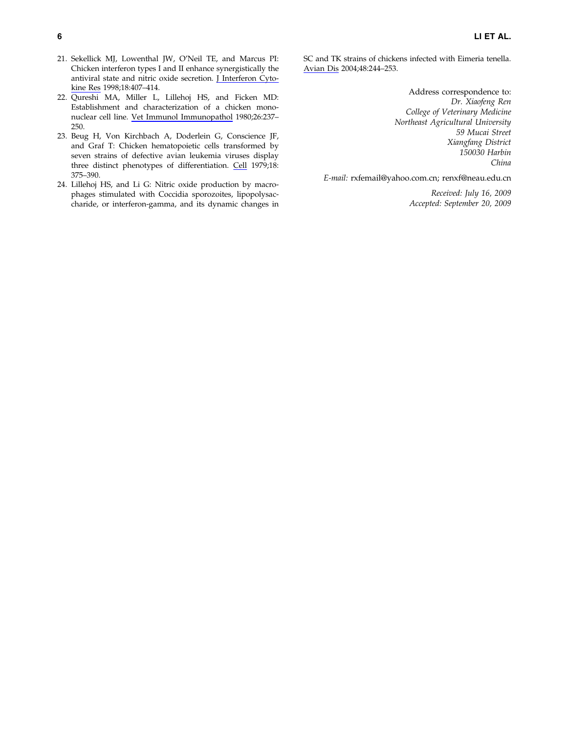21. Sekellick MJ, Lowenthal JW, O'Neil TE, and Marcus PI: Chicken interferon types I and II enhance synergistically the antiviral state and nitric oxide secretion. J Interferon Cytokine Res 1998;18:407–414.
22. Qureshi MA, Miller L, Lillehoj HS, and Ficken MD: Establishment and characterization of a chicken mononuclear cell line. Vet Immunol Immunopathol 1980;26:237–250.
23. Beug H, Von Kirchbach A, Doderlein G, Conscience JF, and Graf T: Chicken hematopoietic cells transformed by seven strains of defective avian leukemia viruses display three distinct phenotypes of differentiation. Cell 1979;18: 375–390.
24. Lillehoj HS, and Li G: Nitric oxide production by macrophages stimulated with Coccidia sporozoites, lipopolysaccharide, or interferon-gamma, and its dynamic changes in SC and TK strains of chickens infected with Eimeria tenella. Avian Dis 2004;48:244–253.

Address correspondence to:
*Dr. Xiaofeng Ren*
*College of Veterinary Medicine*
*Northeast Agricultural University*
*59 Mucai Street*
*Xiangfang District*
*150030 Harbin*
*China*

*E-mail:* rxfemail@yahoo.com.cn; renxf@neau.edu.cn

*Received: July 16, 2009*
*Accepted: September 20, 2009*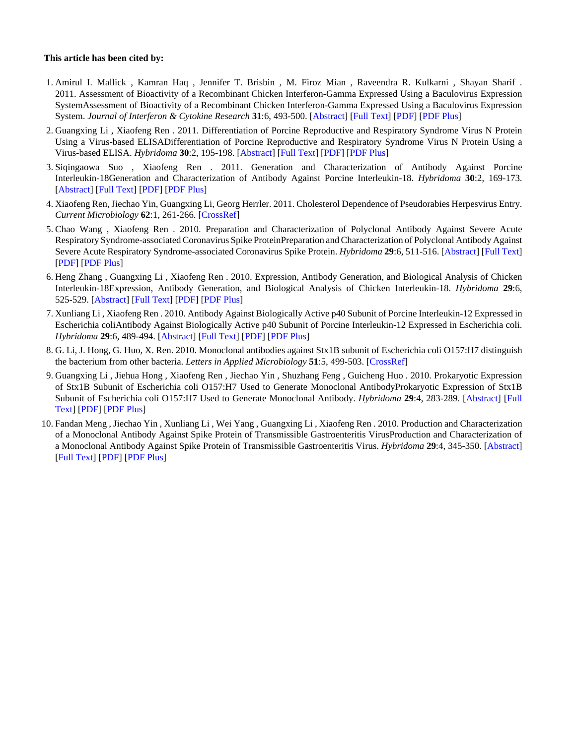**This article has been cited by:**

1. Amirul I. Mallick , Kamran Haq , Jennifer T. Brisbin , M. Firoz Mian , Raveendra R. Kulkarni , Shayan Sharif . 2011. Assessment of Bioactivity of a Recombinant Chicken Interferon-Gamma Expressed Using a Baculovirus Expression SystemAssessment of Bioactivity of a Recombinant Chicken Interferon-Gamma Expressed Using a Baculovirus Expression System. *Journal of Interferon & Cytokine Research* **31**:6, 493-500. [Abstract] [Full Text] [PDF] [PDF Plus]
2. Guangxing Li , Xiaofeng Ren . 2011. Differentiation of Porcine Reproductive and Respiratory Syndrome Virus N Protein Using a Virus-based ELISADifferentiation of Porcine Reproductive and Respiratory Syndrome Virus N Protein Using a Virus-based ELISA. *Hybridoma* **30**:2, 195-198. [Abstract] [Full Text] [PDF] [PDF Plus]
3. Siqingaowa Suo , Xiaofeng Ren . 2011. Generation and Characterization of Antibody Against Porcine Interleukin-18Generation and Characterization of Antibody Against Porcine Interleukin-18. *Hybridoma* **30**:2, 169-173. [Abstract] [Full Text] [PDF] [PDF Plus]
4. Xiaofeng Ren, Jiechao Yin, Guangxing Li, Georg Herrler. 2011. Cholesterol Dependence of Pseudorabies Herpesvirus Entry. *Current Microbiology* **62**:1, 261-266. [CrossRef]
5. Chao Wang , Xiaofeng Ren . 2010. Preparation and Characterization of Polyclonal Antibody Against Severe Acute Respiratory Syndrome-associated Coronavirus Spike ProteinPreparation and Characterization of Polyclonal Antibody Against Severe Acute Respiratory Syndrome-associated Coronavirus Spike Protein. *Hybridoma* **29**:6, 511-516. [Abstract] [Full Text] [PDF] [PDF Plus]
6. Heng Zhang , Guangxing Li , Xiaofeng Ren . 2010. Expression, Antibody Generation, and Biological Analysis of Chicken Interleukin-18Expression, Antibody Generation, and Biological Analysis of Chicken Interleukin-18. *Hybridoma* **29**:6, 525-529. [Abstract] [Full Text] [PDF] [PDF Plus]
7. Xunliang Li , Xiaofeng Ren . 2010. Antibody Against Biologically Active p40 Subunit of Porcine Interleukin-12 Expressed in Escherichia coliAntibody Against Biologically Active p40 Subunit of Porcine Interleukin-12 Expressed in Escherichia coli. *Hybridoma* **29**:6, 489-494. [Abstract] [Full Text] [PDF] [PDF Plus]
8. G. Li, J. Hong, G. Huo, X. Ren. 2010. Monoclonal antibodies against Stx1B subunit of Escherichia coli O157:H7 distinguish the bacterium from other bacteria. *Letters in Applied Microbiology* **51**:5, 499-503. [CrossRef]
9. Guangxing Li , Jiehua Hong , Xiaofeng Ren , Jiechao Yin , Shuzhang Feng , Guicheng Huo . 2010. Prokaryotic Expression of Stx1B Subunit of Escherichia coli O157:H7 Used to Generate Monoclonal AntibodyProkaryotic Expression of Stx1B Subunit of Escherichia coli O157:H7 Used to Generate Monoclonal Antibody. *Hybridoma* **29**:4, 283-289. [Abstract] [Full Text] [PDF] [PDF Plus]
10. Fandan Meng , Jiechao Yin , Xunliang Li , Wei Yang , Guangxing Li , Xiaofeng Ren . 2010. Production and Characterization of a Monoclonal Antibody Against Spike Protein of Transmissible Gastroenteritis VirusProduction and Characterization of a Monoclonal Antibody Against Spike Protein of Transmissible Gastroenteritis Virus. *Hybridoma* **29**:4, 345-350. [Abstract] [Full Text] [PDF] [PDF Plus]